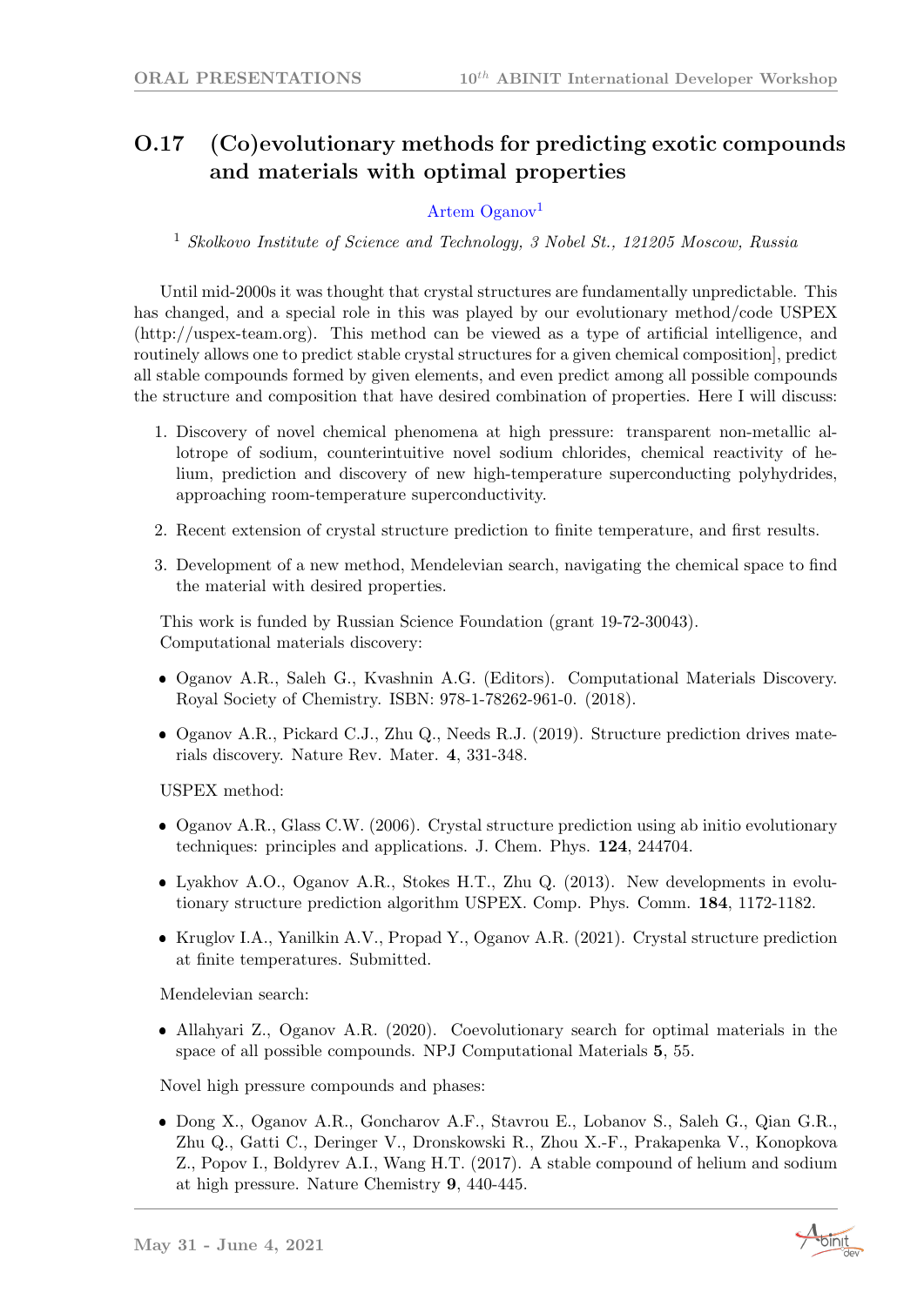## O.17 (Co)evolutionary methods for predicting exotic compounds and materials with optimal properties

Artem Oganov[1]

[1] *Skolkovo Institute of Science and Technology, 3 Nobel St., 121205 Moscow, Russia*

Until mid-2000s it was thought that crystal structures are fundamentally unpredictable. This has changed, and a special role in this was played by our evolutionary method/code USPEX (http://uspex-team.org). This method can be viewed as a type of artificial intelligence, and routinely allows one to predict stable crystal structures for a given chemical composition], predict all stable compounds formed by given elements, and even predict among all possible compounds the structure and composition that have desired combination of properties. Here I will discuss:

1. Discovery of novel chemical phenomena at high pressure: transparent non-metallic allotrope of sodium, counterintuitive novel sodium chlorides, chemical reactivity of helium, prediction and discovery of new high-temperature superconducting polyhydrides, approaching room-temperature superconductivity.

2. Recent extension of crystal structure prediction to finite temperature, and first results.

3. Development of a new method, Mendelevian search, navigating the chemical space to find the material with desired properties.

This work is funded by Russian Science Foundation (grant 19-72-30043).
Computational materials discovery:

- Oganov A.R., Saleh G., Kvashnin A.G. (Editors). Computational Materials Discovery. Royal Society of Chemistry. ISBN: 978-1-78262-961-0. (2018).

- Oganov A.R., Pickard C.J., Zhu Q., Needs R.J. (2019). Structure prediction drives materials discovery. Nature Rev. Mater. **4**, 331-348.

USPEX method:

- Oganov A.R., Glass C.W. (2006). Crystal structure prediction using ab initio evolutionary techniques: principles and applications. J. Chem. Phys. **124**, 244704.

- Lyakhov A.O., Oganov A.R., Stokes H.T., Zhu Q. (2013). New developments in evolutionary structure prediction algorithm USPEX. Comp. Phys. Comm. **184**, 1172-1182.

- Kruglov I.A., Yanilkin A.V., Propad Y., Oganov A.R. (2021). Crystal structure prediction at finite temperatures. Submitted.

Mendelevian search:

- Allahyari Z., Oganov A.R. (2020). Coevolutionary search for optimal materials in the space of all possible compounds. NPJ Computational Materials **5**, 55.

Novel high pressure compounds and phases:

- Dong X., Oganov A.R., Goncharov A.F., Stavrou E., Lobanov S., Saleh G., Qian G.R., Zhu Q., Gatti C., Deringer V., Dronskowski R., Zhou X.-F., Prakapenka V., Konopkova Z., Popov I., Boldyrev A.I., Wang H.T. (2017). A stable compound of helium and sodium at high pressure. Nature Chemistry **9**, 440-445.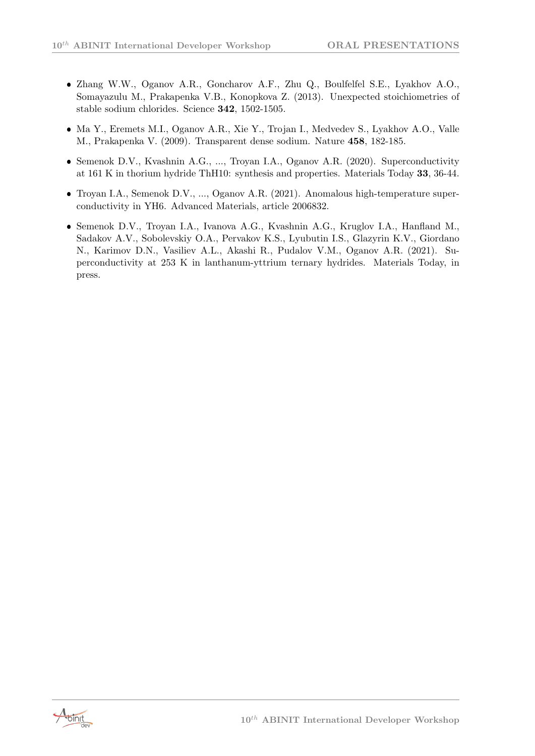- Zhang W.W., Oganov A.R., Goncharov A.F., Zhu Q., Boulfelfel S.E., Lyakhov A.O., Somayazulu M., Prakapenka V.B., Konopkova Z. (2013). Unexpected stoichiometries of stable sodium chlorides. Science **342**, 1502-1505.

- Ma Y., Eremets M.I., Oganov A.R., Xie Y., Trojan I., Medvedev S., Lyakhov A.O., Valle M., Prakapenka V. (2009). Transparent dense sodium. Nature **458**, 182-185.

- Semenok D.V., Kvashnin A.G., ..., Troyan I.A., Oganov A.R. (2020). Superconductivity at 161 K in thorium hydride ThH10: synthesis and properties. Materials Today **33**, 36-44.

- Troyan I.A., Semenok D.V., ..., Oganov A.R. (2021). Anomalous high-temperature superconductivity in YH6. Advanced Materials, article 2006832.

- Semenok D.V., Troyan I.A., Ivanova A.G., Kvashnin A.G., Kruglov I.A., Hanfland M., Sadakov A.V., Sobolevskiy O.A., Pervakov K.S., Lyubutin I.S., Glazyrin K.V., Giordano N., Karimov D.N., Vasiliev A.L., Akashi R., Pudalov V.M., Oganov A.R. (2021). Superconductivity at 253 K in lanthanum-yttrium ternary hydrides. Materials Today, in press.